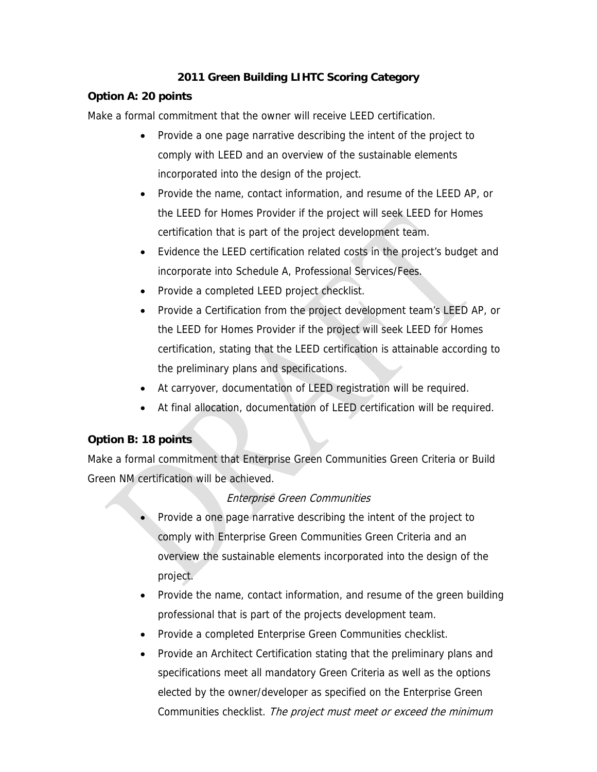# 2011 Green Building LIHTC Scoring Category

**Option A: 20 points**

Make a formal commitment that the owner will receive LEED certification.

- Provide a one page narrative describing the intent of the project to comply with LEED and an overview of the sustainable elements incorporated into the design of the project.
- Provide the name, contact information, and resume of the LEED AP, or the LEED for Homes Provider if the project will seek LEED for Homes certification that is part of the project development team.
- Evidence the LEED certification related costs in the project's budget and incorporate into Schedule A, Professional Services/Fees.
- Provide a completed LEED project checklist.
- Provide a Certification from the project development team's LEED AP, or the LEED for Homes Provider if the project will seek LEED for Homes certification, stating that the LEED certification is attainable according to the preliminary plans and specifications.
- At carryover, documentation of LEED registration will be required.
- At final allocation, documentation of LEED certification will be required.

**Option B: 18 points**

Make a formal commitment that Enterprise Green Communities Green Criteria or Build Green NM certification will be achieved.

*Enterprise Green Communities*

- Provide a one page narrative describing the intent of the project to comply with Enterprise Green Communities Green Criteria and an overview the sustainable elements incorporated into the design of the project.
- Provide the name, contact information, and resume of the green building professional that is part of the projects development team.
- Provide a completed Enterprise Green Communities checklist.
- Provide an Architect Certification stating that the preliminary plans and specifications meet all mandatory Green Criteria as well as the options elected by the owner/developer as specified on the Enterprise Green Communities checklist. *The project must meet or exceed the minimum*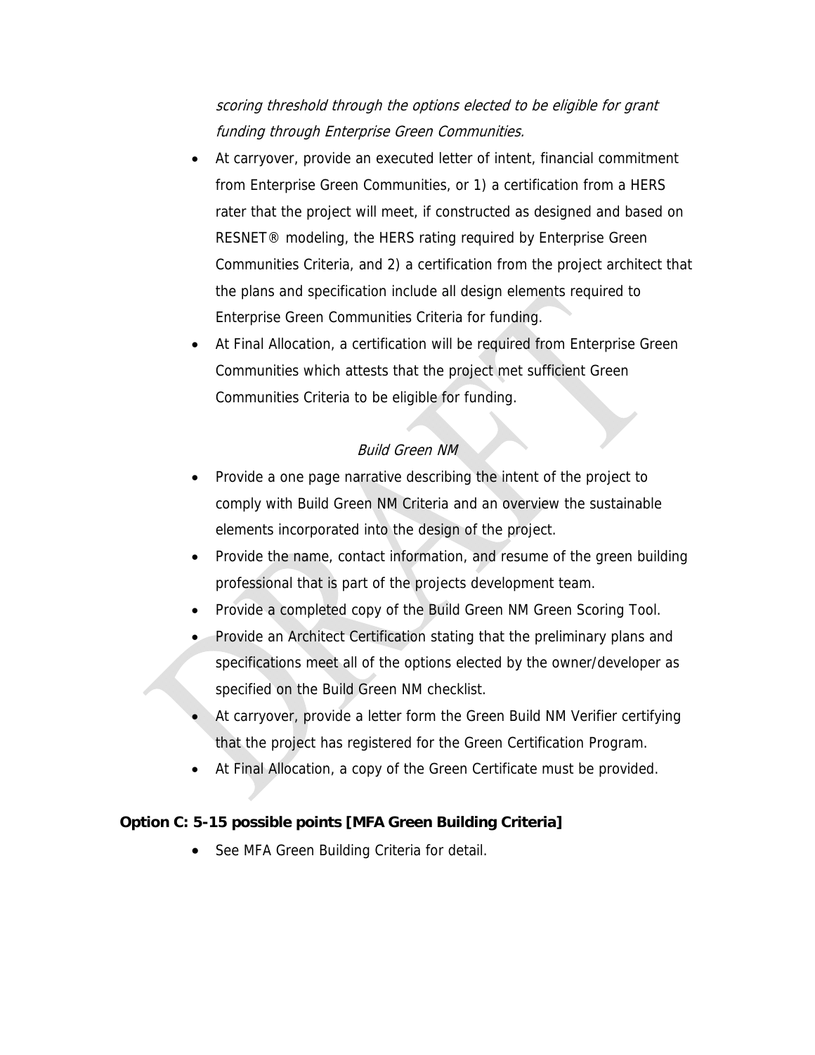*scoring threshold through the options elected to be eligible for grant funding through Enterprise Green Communities.*

- At carryover, provide an executed letter of intent, financial commitment from Enterprise Green Communities, or 1) a certification from a HERS rater that the project will meet, if constructed as designed and based on RESNET® modeling, the HERS rating required by Enterprise Green Communities Criteria, and 2) a certification from the project architect that the plans and specification include all design elements required to Enterprise Green Communities Criteria for funding.
- At Final Allocation, a certification will be required from Enterprise Green Communities which attests that the project met sufficient Green Communities Criteria to be eligible for funding.

*Build Green NM*

- Provide a one page narrative describing the intent of the project to comply with Build Green NM Criteria and an overview the sustainable elements incorporated into the design of the project.
- Provide the name, contact information, and resume of the green building professional that is part of the projects development team.
- Provide a completed copy of the Build Green NM Green Scoring Tool.
- Provide an Architect Certification stating that the preliminary plans and specifications meet all of the options elected by the owner/developer as specified on the Build Green NM checklist.
- At carryover, provide a letter form the Green Build NM Verifier certifying that the project has registered for the Green Certification Program.
- At Final Allocation, a copy of the Green Certificate must be provided.

**Option C: 5-15 possible points [MFA Green Building Criteria]**

- See MFA Green Building Criteria for detail.